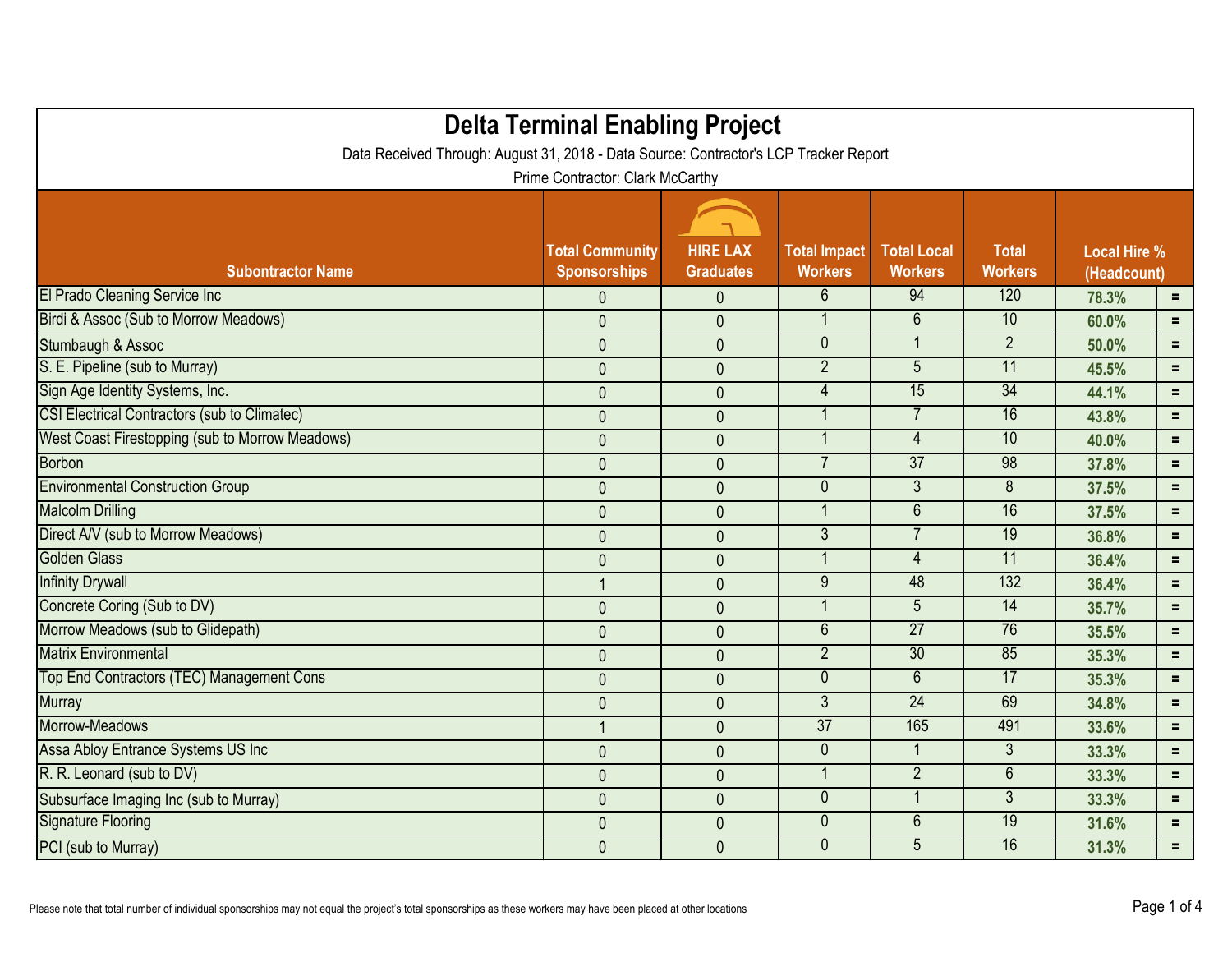# Delta Terminal Enabling Project

Data Received Through: August 31, 2018 - Data Source: Contractor's LCP Tracker Report

Prime Contractor: Clark McCarthy

| Subontractor Name | Total Community Sponsorships | HIRE LAX Graduates | Total Impact Workers | Total Local Workers | Total Workers | Local Hire % (Headcount) | |
|---|---|---|---|---|---|---|---|
| El Prado Cleaning Service Inc | 0 | 0 | 6 | 94 | 120 | 78.3% | = |
| Birdi & Assoc (Sub to Morrow Meadows) | 0 | 0 | 1 | 6 | 10 | 60.0% | = |
| Stumbaugh & Assoc | 0 | 0 | 0 | 1 | 2 | 50.0% | = |
| S. E. Pipeline (sub to Murray) | 0 | 0 | 2 | 5 | 11 | 45.5% | = |
| Sign Age Identity Systems, Inc. | 0 | 0 | 4 | 15 | 34 | 44.1% | = |
| CSI Electrical Contractors (sub to Climatec) | 0 | 0 | 1 | 7 | 16 | 43.8% | = |
| West Coast Firestopping (sub to Morrow Meadows) | 0 | 0 | 1 | 4 | 10 | 40.0% | = |
| Borbon | 0 | 0 | 7 | 37 | 98 | 37.8% | = |
| Environmental Construction Group | 0 | 0 | 0 | 3 | 8 | 37.5% | = |
| Malcolm Drilling | 0 | 0 | 1 | 6 | 16 | 37.5% | = |
| Direct A/V (sub to Morrow Meadows) | 0 | 0 | 3 | 7 | 19 | 36.8% | = |
| Golden Glass | 0 | 0 | 1 | 4 | 11 | 36.4% | = |
| Infinity Drywall | 1 | 0 | 9 | 48 | 132 | 36.4% | = |
| Concrete Coring (Sub to DV) | 0 | 0 | 1 | 5 | 14 | 35.7% | = |
| Morrow Meadows (sub to Glidepath) | 0 | 0 | 6 | 27 | 76 | 35.5% | = |
| Matrix Environmental | 0 | 0 | 2 | 30 | 85 | 35.3% | = |
| Top End Contractors (TEC) Management Cons | 0 | 0 | 0 | 6 | 17 | 35.3% | = |
| Murray | 0 | 0 | 3 | 24 | 69 | 34.8% | = |
| Morrow-Meadows | 1 | 0 | 37 | 165 | 491 | 33.6% | = |
| Assa Abloy Entrance Systems US Inc | 0 | 0 | 0 | 1 | 3 | 33.3% | = |
| R. R. Leonard (sub to DV) | 0 | 0 | 1 | 2 | 6 | 33.3% | = |
| Subsurface Imaging Inc (sub to Murray) | 0 | 0 | 0 | 1 | 3 | 33.3% | = |
| Signature Flooring | 0 | 0 | 0 | 6 | 19 | 31.6% | = |
| PCI (sub to Murray) | 0 | 0 | 0 | 5 | 16 | 31.3% | = |

Please note that total number of individual sponsorships may not equal the project's total sponsorships as these workers may have been placed at other locations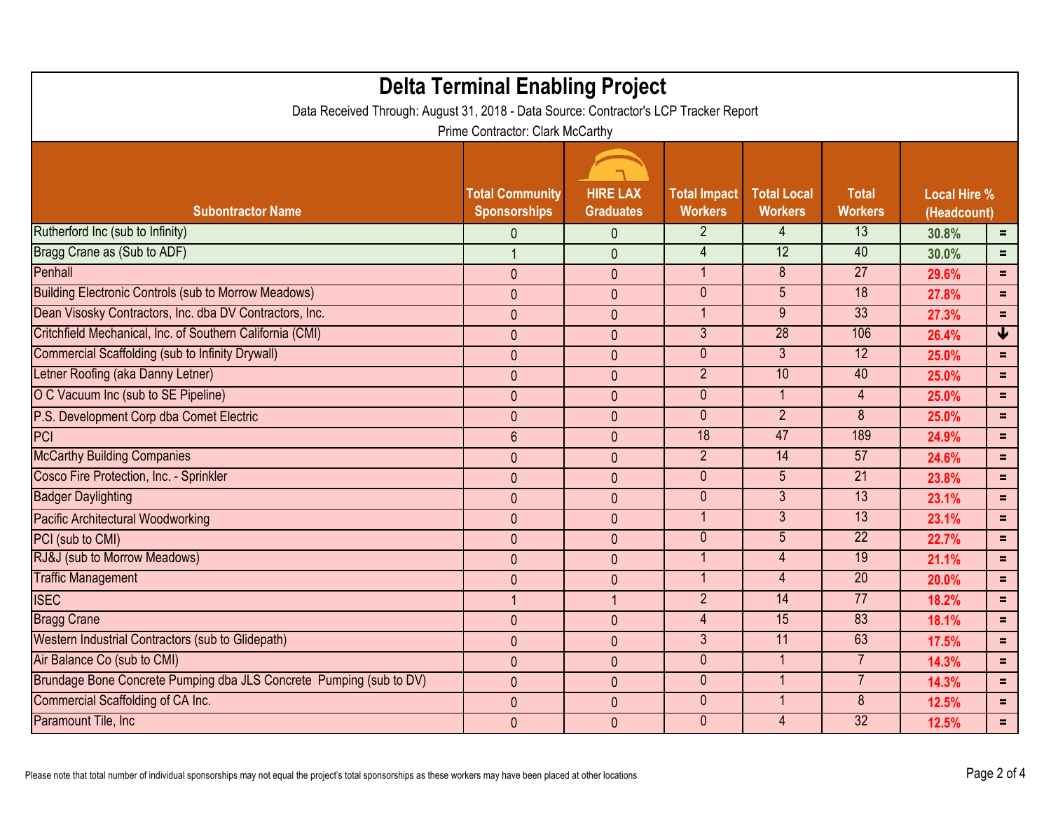# Delta Terminal Enabling Project

Data Received Through: August 31, 2018 - Data Source: Contractor's LCP Tracker Report

Prime Contractor: Clark McCarthy

| Subontractor Name | Total Community Sponsorships | HIRE LAX Graduates | Total Impact Workers | Total Local Workers | Total Workers | Local Hire % (Headcount) | |
|---|---|---|---|---|---|---|---|
| Rutherford Inc (sub to Infinity) | 0 | 0 | 2 | 4 | 13 | 30.8% | = |
| Bragg Crane as (Sub to ADF) | 1 | 0 | 4 | 12 | 40 | 30.0% | = |
| Penhall | 0 | 0 | 1 | 8 | 27 | 29.6% | = |
| Building Electronic Controls (sub to Morrow Meadows) | 0 | 0 | 0 | 5 | 18 | 27.8% | = |
| Dean Visosky Contractors, Inc. dba DV Contractors, Inc. | 0 | 0 | 1 | 9 | 33 | 27.3% | = |
| Critchfield Mechanical, Inc. of Southern California (CMI) | 0 | 0 | 3 | 28 | 106 | 26.4% | ↓ |
| Commercial Scaffolding (sub to Infinity Drywall) | 0 | 0 | 0 | 3 | 12 | 25.0% | = |
| Letner Roofing (aka Danny Letner) | 0 | 0 | 2 | 10 | 40 | 25.0% | = |
| O C Vacuum Inc (sub to SE Pipeline) | 0 | 0 | 0 | 1 | 4 | 25.0% | = |
| P.S. Development Corp dba Comet Electric | 0 | 0 | 0 | 2 | 8 | 25.0% | = |
| PCI | 6 | 0 | 18 | 47 | 189 | 24.9% | = |
| McCarthy Building Companies | 0 | 0 | 2 | 14 | 57 | 24.6% | = |
| Cosco Fire Protection, Inc. - Sprinkler | 0 | 0 | 0 | 5 | 21 | 23.8% | = |
| Badger Daylighting | 0 | 0 | 0 | 3 | 13 | 23.1% | = |
| Pacific Architectural Woodworking | 0 | 0 | 1 | 3 | 13 | 23.1% | = |
| PCI (sub to CMI) | 0 | 0 | 0 | 5 | 22 | 22.7% | = |
| RJ&J (sub to Morrow Meadows) | 0 | 0 | 1 | 4 | 19 | 21.1% | = |
| Traffic Management | 0 | 0 | 1 | 4 | 20 | 20.0% | = |
| ISEC | 1 | 1 | 2 | 14 | 77 | 18.2% | = |
| Bragg Crane | 0 | 0 | 4 | 15 | 83 | 18.1% | = |
| Western Industrial Contractors (sub to Glidepath) | 0 | 0 | 3 | 11 | 63 | 17.5% | = |
| Air Balance Co (sub to CMI) | 0 | 0 | 0 | 1 | 7 | 14.3% | = |
| Brundage Bone Concrete Pumping dba JLS Concrete Pumping (sub to DV) | 0 | 0 | 0 | 1 | 7 | 14.3% | = |
| Commercial Scaffolding of CA Inc. | 0 | 0 | 0 | 1 | 8 | 12.5% | = |
| Paramount Tile, Inc | 0 | 0 | 0 | 4 | 32 | 12.5% | = |

Please note that total number of individual sponsorships may not equal the project's total sponsorships as these workers may have been placed at other locations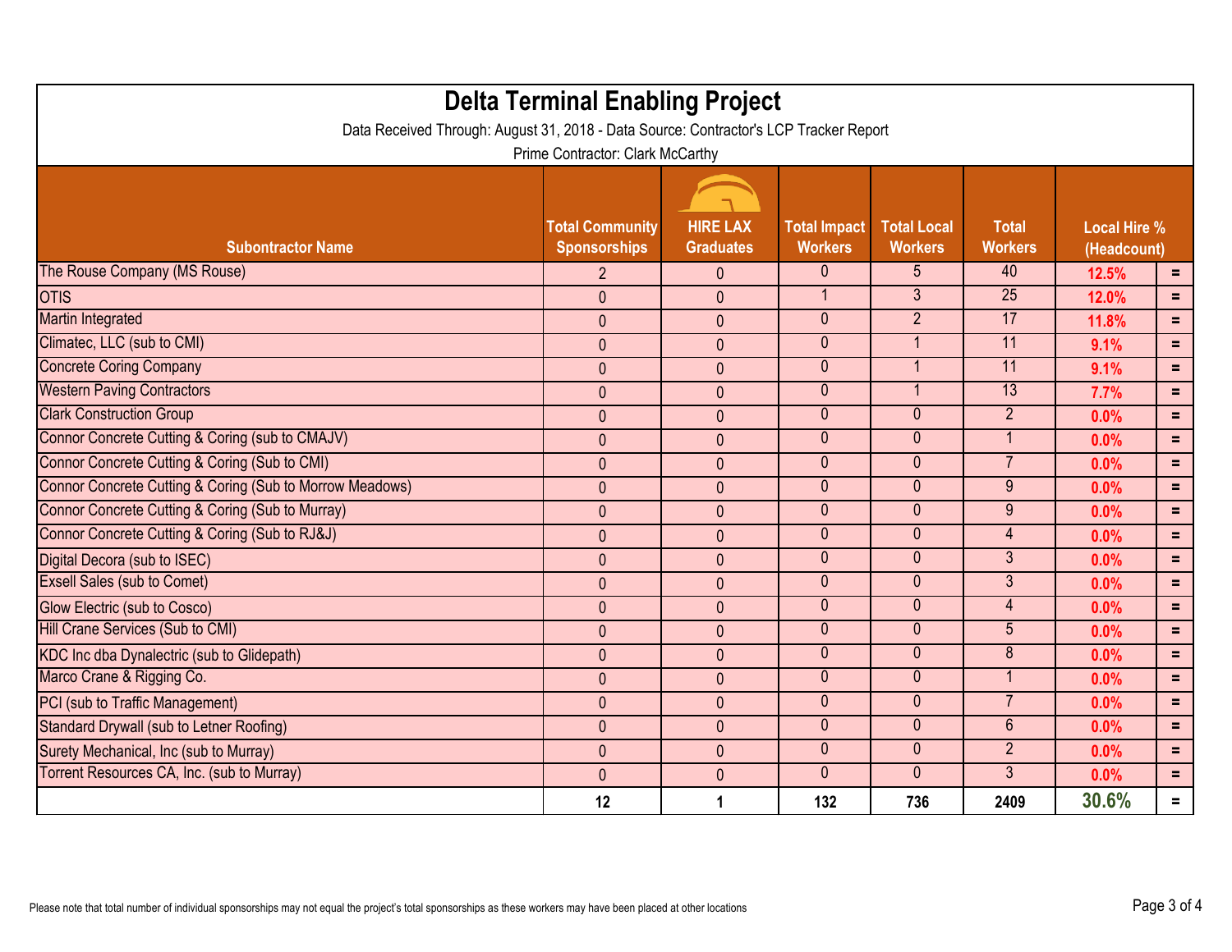# Delta Terminal Enabling Project

Data Received Through: August 31, 2018 - Data Source: Contractor's LCP Tracker Report

Prime Contractor: Clark McCarthy

| Subontractor Name | Total Community Sponsorships | HIRE LAX Graduates | Total Impact Workers | Total Local Workers | Total Workers | Local Hire % (Headcount) | |
|---|---|---|---|---|---|---|---|
| The Rouse Company (MS Rouse) | 2 | 0 | 0 | 5 | 40 | 12.5% | = |
| OTIS | 0 | 0 | 1 | 3 | 25 | 12.0% | = |
| Martin Integrated | 0 | 0 | 0 | 2 | 17 | 11.8% | = |
| Climatec, LLC (sub to CMI) | 0 | 0 | 0 | 1 | 11 | 9.1% | = |
| Concrete Coring Company | 0 | 0 | 0 | 1 | 11 | 9.1% | = |
| Western Paving Contractors | 0 | 0 | 0 | 1 | 13 | 7.7% | = |
| Clark Construction Group | 0 | 0 | 0 | 0 | 2 | 0.0% | = |
| Connor Concrete Cutting & Coring (sub to CMAJV) | 0 | 0 | 0 | 0 | 1 | 0.0% | = |
| Connor Concrete Cutting & Coring (Sub to CMI) | 0 | 0 | 0 | 0 | 7 | 0.0% | = |
| Connor Concrete Cutting & Coring (Sub to Morrow Meadows) | 0 | 0 | 0 | 0 | 9 | 0.0% | = |
| Connor Concrete Cutting & Coring (Sub to Murray) | 0 | 0 | 0 | 0 | 9 | 0.0% | = |
| Connor Concrete Cutting & Coring (Sub to RJ&J) | 0 | 0 | 0 | 0 | 4 | 0.0% | = |
| Digital Decora (sub to ISEC) | 0 | 0 | 0 | 0 | 3 | 0.0% | = |
| Exsell Sales (sub to Comet) | 0 | 0 | 0 | 0 | 3 | 0.0% | = |
| Glow Electric (sub to Cosco) | 0 | 0 | 0 | 0 | 4 | 0.0% | = |
| Hill Crane Services (Sub to CMI) | 0 | 0 | 0 | 0 | 5 | 0.0% | = |
| KDC Inc dba Dynalectric (sub to Glidepath) | 0 | 0 | 0 | 0 | 8 | 0.0% | = |
| Marco Crane & Rigging Co. | 0 | 0 | 0 | 0 | 1 | 0.0% | = |
| PCI (sub to Traffic Management) | 0 | 0 | 0 | 0 | 7 | 0.0% | = |
| Standard Drywall (sub to Letner Roofing) | 0 | 0 | 0 | 0 | 6 | 0.0% | = |
| Surety Mechanical, Inc (sub to Murray) | 0 | 0 | 0 | 0 | 2 | 0.0% | = |
| Torrent Resources CA, Inc. (sub to Murray) | 0 | 0 | 0 | 0 | 3 | 0.0% | = |
| | **12** | **1** | **132** | **736** | **2409** | **30.6%** | = |

Please note that total number of individual sponsorships may not equal the project's total sponsorships as these workers may have been placed at other locations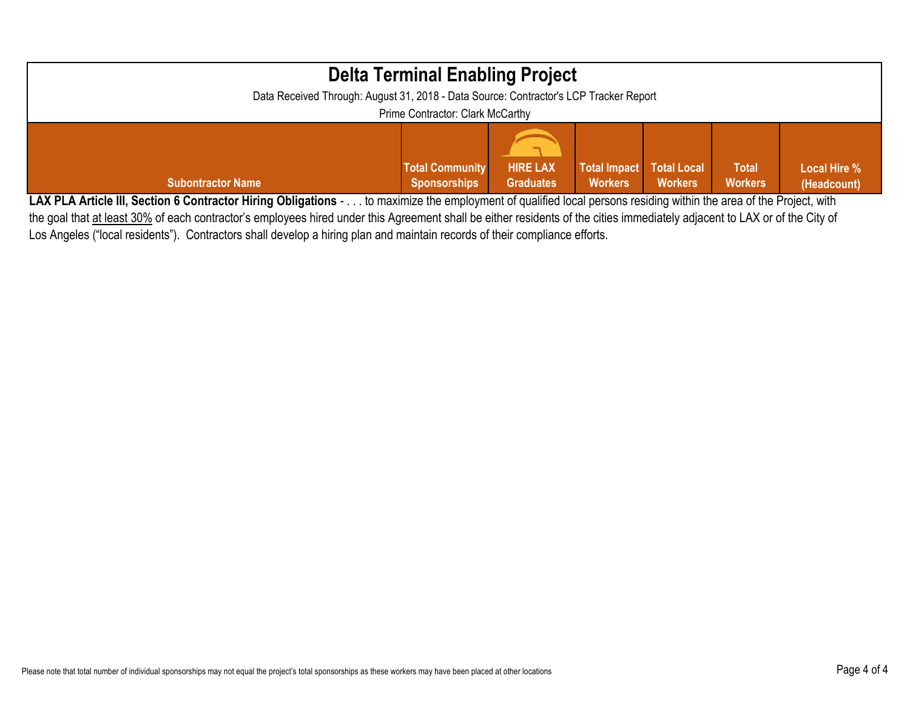# Delta Terminal Enabling Project

Data Received Through: August 31, 2018 - Data Source: Contractor's LCP Tracker Report

Prime Contractor: Clark McCarthy

| Subontractor Name | Total Community Sponsorships | HIRE LAX Graduates | Total Impact Workers | Total Local Workers | Total Workers | Local Hire % (Headcount) |
|---|---|---|---|---|---|---|

**LAX PLA Article III, Section 6 Contractor Hiring Obligations** - . . . to maximize the employment of qualified local persons residing within the area of the Project, with the goal that at least 30% of each contractor's employees hired under this Agreement shall be either residents of the cities immediately adjacent to LAX or of the City of Los Angeles ("local residents"). Contractors shall develop a hiring plan and maintain records of their compliance efforts.

Please note that total number of individual sponsorships may not equal the project's total sponsorships as these workers may have been placed at other locations